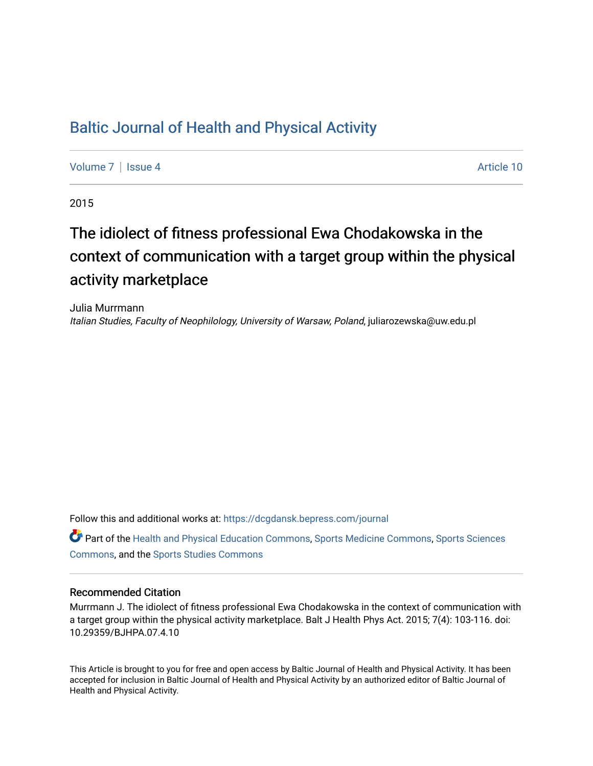# Baltic Journal of Health and Physical Activity

Volume 7 | Issue 4 Article 10

2015

## The idiolect of fitness professional Ewa Chodakowska in the context of communication with a target group within the physical activity marketplace

Julia Murrmann
*Italian Studies, Faculty of Neophilology, University of Warsaw, Poland*, juliarozewska@uw.edu.pl

Follow this and additional works at: https://dcgdansk.bepress.com/journal

Part of the Health and Physical Education Commons, Sports Medicine Commons, Sports Sciences Commons, and the Sports Studies Commons

### Recommended Citation

Murrmann J. The idiolect of fitness professional Ewa Chodakowska in the context of communication with a target group within the physical activity marketplace. Balt J Health Phys Act. 2015; 7(4): 103-116. doi: 10.29359/BJHPA.07.4.10

This Article is brought to you for free and open access by Baltic Journal of Health and Physical Activity. It has been accepted for inclusion in Baltic Journal of Health and Physical Activity by an authorized editor of Baltic Journal of Health and Physical Activity.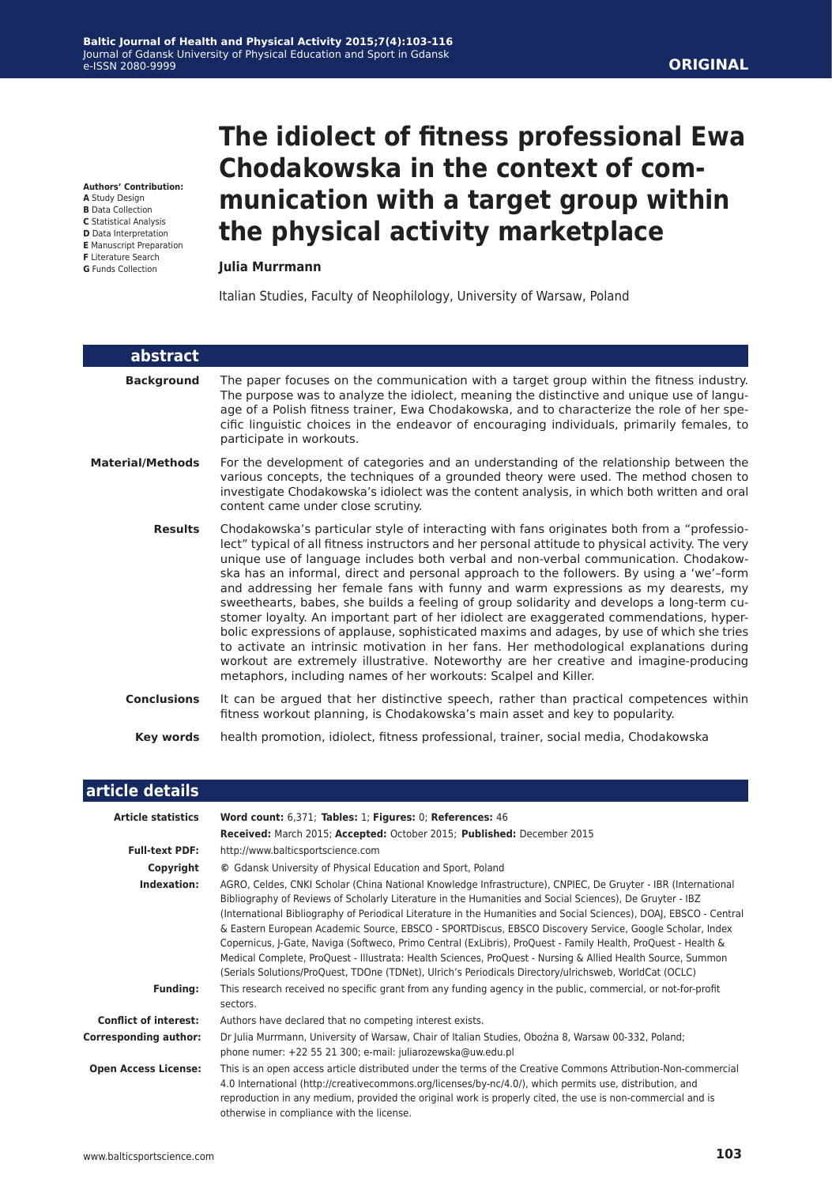ORIGINAL

# The idiolect of fitness professional Ewa Chodakowska in the context of communication with a target group within the physical activity marketplace

**Authors' Contribution:**
**A** Study Design
**B** Data Collection
**C** Statistical Analysis
**D** Data Interpretation
**E** Manuscript Preparation
**F** Literature Search
**G** Funds Collection

**Julia Murrmann**

Italian Studies, Faculty of Neophilology, University of Warsaw, Poland

## abstract

**Background** The paper focuses on the communication with a target group within the fitness industry. The purpose was to analyze the idiolect, meaning the distinctive and unique use of language of a Polish fitness trainer, Ewa Chodakowska, and to characterize the role of her specific linguistic choices in the endeavor of encouraging individuals, primarily females, to participate in workouts.

**Material/Methods** For the development of categories and an understanding of the relationship between the various concepts, the techniques of a grounded theory were used. The method chosen to investigate Chodakowska's idiolect was the content analysis, in which both written and oral content came under close scrutiny.

**Results** Chodakowska's particular style of interacting with fans originates both from a "professiolect" typical of all fitness instructors and her personal attitude to physical activity. The very unique use of language includes both verbal and non-verbal communication. Chodakowska has an informal, direct and personal approach to the followers. By using a 'we'–form and addressing her female fans with funny and warm expressions as my dearests, my sweethearts, babes, she builds a feeling of group solidarity and develops a long-term customer loyalty. An important part of her idiolect are exaggerated commendations, hyperbolic expressions of applause, sophisticated maxims and adages, by use of which she tries to activate an intrinsic motivation in her fans. Her methodological explanations during workout are extremely illustrative. Noteworthy are her creative and imagine-producing metaphors, including names of her workouts: Scalpel and Killer.

**Conclusions** It can be argued that her distinctive speech, rather than practical competences within fitness workout planning, is Chodakowska's main asset and key to popularity.

**Key words** health promotion, idiolect, fitness professional, trainer, social media, Chodakowska

## article details

**Article statistics** **Word count:** 6,371; **Tables:** 1; **Figures:** 0; **References:** 46
**Received:** March 2015; **Accepted:** October 2015; **Published:** December 2015

**Full-text PDF:** http://www.balticsportscience.com

**Copyright** © Gdansk University of Physical Education and Sport, Poland

**Indexation:** AGRO, Celdes, CNKI Scholar (China National Knowledge Infrastructure), CNPIEC, De Gruyter - IBR (International Bibliography of Reviews of Scholarly Literature in the Humanities and Social Sciences), De Gruyter - IBZ (International Bibliography of Periodical Literature in the Humanities and Social Sciences), DOAJ, EBSCO - Central & Eastern European Academic Source, EBSCO - SPORTDiscus, EBSCO Discovery Service, Google Scholar, Index Copernicus, J-Gate, Naviga (Softweco, Primo Central (ExLibris), ProQuest - Family Health, ProQuest - Health & Medical Complete, ProQuest - Illustrata: Health Sciences, ProQuest - Nursing & Allied Health Source, Summon (Serials Solutions/ProQuest, TDOne (TDNet), Ulrich's Periodicals Directory/ulrichsweb, WorldCat (OCLC)

**Funding:** This research received no specific grant from any funding agency in the public, commercial, or not-for-profit sectors.

**Conflict of interest:** Authors have declared that no competing interest exists.

**Corresponding author:** Dr Julia Murrmann, University of Warsaw, Chair of Italian Studies, Obożna 8, Warsaw 00-332, Poland; phone numer: +22 55 21 300; e-mail: juliarozewska@uw.edu.pl

**Open Access License:** This is an open access article distributed under the terms of the Creative Commons Attribution-Non-commercial 4.0 International (http://creativecommons.org/licenses/by-nc/4.0/), which permits use, distribution, and reproduction in any medium, provided the original work is properly cited, the use is non-commercial and is otherwise in compliance with the license.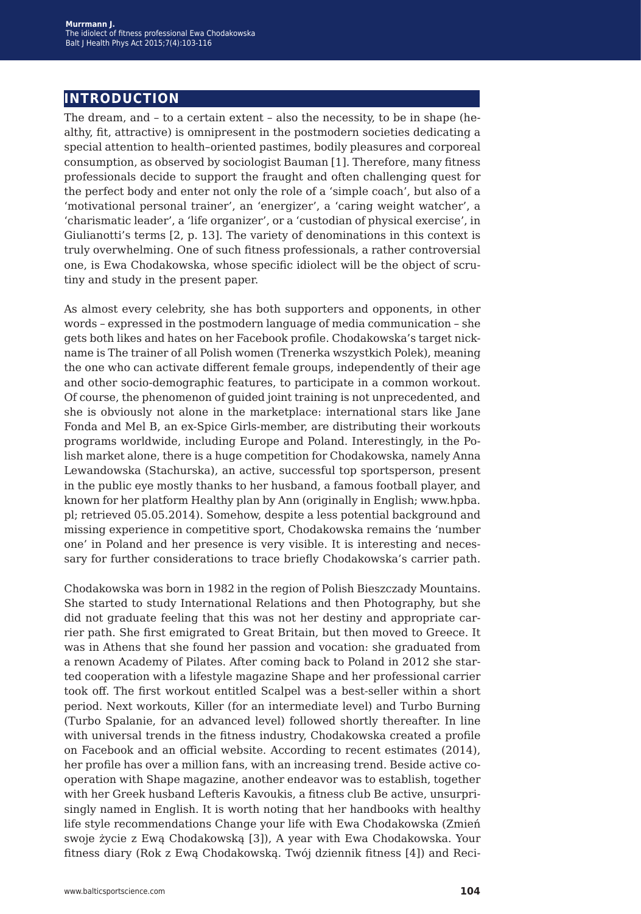## INTRODUCTION

The dream, and – to a certain extent – also the necessity, to be in shape (healthy, fit, attractive) is omnipresent in the postmodern societies dedicating a special attention to health–oriented pastimes, bodily pleasures and corporeal consumption, as observed by sociologist Bauman [1]. Therefore, many fitness professionals decide to support the fraught and often challenging quest for the perfect body and enter not only the role of a 'simple coach', but also of a 'motivational personal trainer', an 'energizer', a 'caring weight watcher', a 'charismatic leader', a 'life organizer', or a 'custodian of physical exercise', in Giulianotti's terms [2, p. 13]. The variety of denominations in this context is truly overwhelming. One of such fitness professionals, a rather controversial one, is Ewa Chodakowska, whose specific idiolect will be the object of scrutiny and study in the present paper.

As almost every celebrity, she has both supporters and opponents, in other words – expressed in the postmodern language of media communication – she gets both likes and hates on her Facebook profile. Chodakowska's target nickname is The trainer of all Polish women (Trenerka wszystkich Polek), meaning the one who can activate different female groups, independently of their age and other socio-demographic features, to participate in a common workout. Of course, the phenomenon of guided joint training is not unprecedented, and she is obviously not alone in the marketplace: international stars like Jane Fonda and Mel B, an ex-Spice Girls-member, are distributing their workouts programs worldwide, including Europe and Poland. Interestingly, in the Polish market alone, there is a huge competition for Chodakowska, namely Anna Lewandowska (Stachurska), an active, successful top sportsperson, present in the public eye mostly thanks to her husband, a famous football player, and known for her platform Healthy plan by Ann (originally in English; www.hpba.pl; retrieved 05.05.2014). Somehow, despite a less potential background and missing experience in competitive sport, Chodakowska remains the 'number one' in Poland and her presence is very visible. It is interesting and necessary for further considerations to trace briefly Chodakowska's carrier path.

Chodakowska was born in 1982 in the region of Polish Bieszczady Mountains. She started to study International Relations and then Photography, but she did not graduate feeling that this was not her destiny and appropriate carrier path. She first emigrated to Great Britain, but then moved to Greece. It was in Athens that she found her passion and vocation: she graduated from a renown Academy of Pilates. After coming back to Poland in 2012 she started cooperation with a lifestyle magazine Shape and her professional carrier took off. The first workout entitled Scalpel was a best-seller within a short period. Next workouts, Killer (for an intermediate level) and Turbo Burning (Turbo Spalanie, for an advanced level) followed shortly thereafter. In line with universal trends in the fitness industry, Chodakowska created a profile on Facebook and an official website. According to recent estimates (2014), her profile has over a million fans, with an increasing trend. Beside active cooperation with Shape magazine, another endeavor was to establish, together with her Greek husband Lefteris Kavoukis, a fitness club Be active, unsurprisingly named in English. It is worth noting that her handbooks with healthy life style recommendations Change your life with Ewa Chodakowska (Zmień swoje życie z Ewą Chodakowską [3]), A year with Ewa Chodakowska. Your fitness diary (Rok z Ewą Chodakowską. Twój dziennik fitness [4]) and Reci-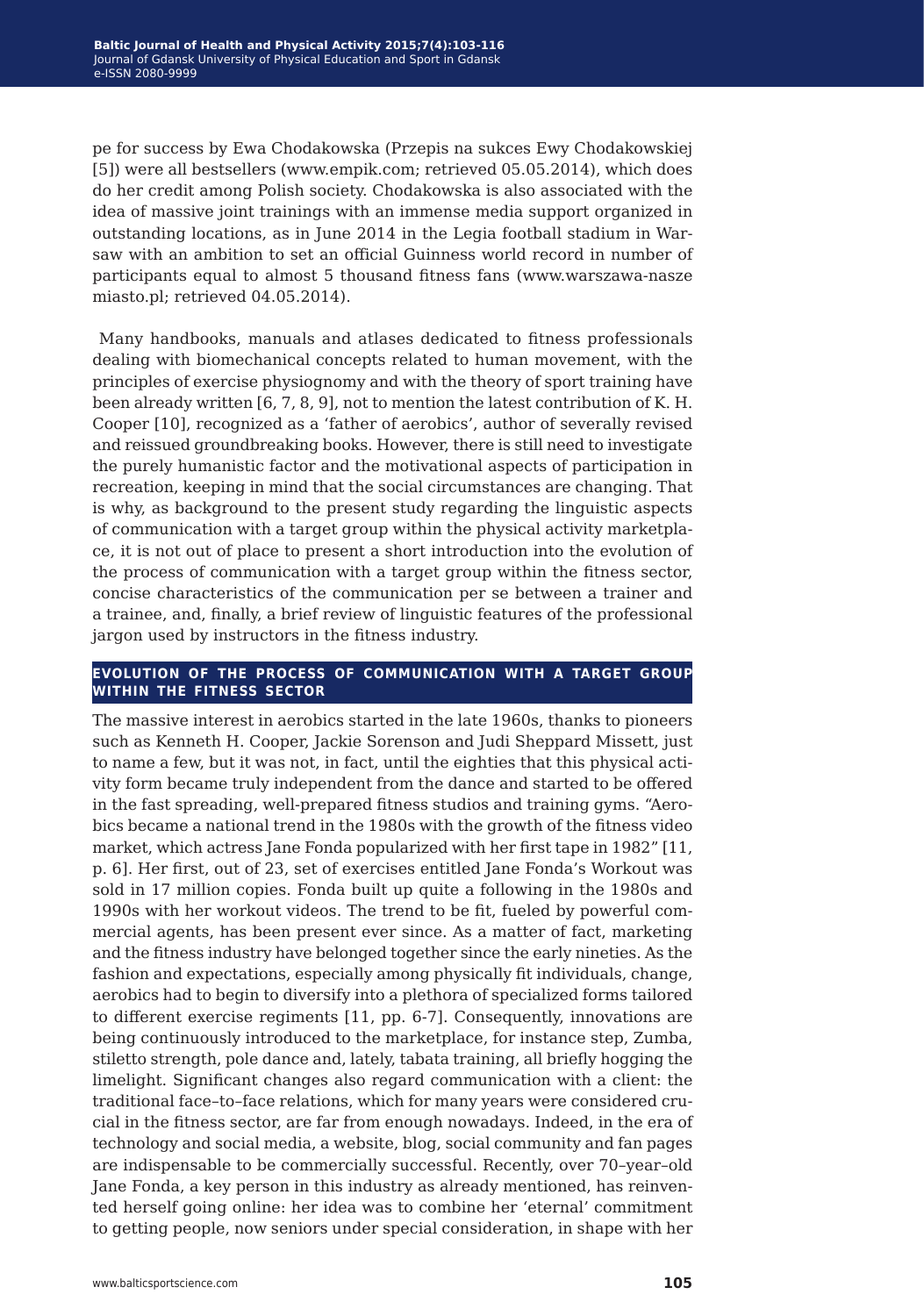pe for success by Ewa Chodakowska (Przepis na sukces Ewy Chodakowskiej [5]) were all bestsellers (www.empik.com; retrieved 05.05.2014), which does do her credit among Polish society. Chodakowska is also associated with the idea of massive joint trainings with an immense media support organized in outstanding locations, as in June 2014 in the Legia football stadium in Warsaw with an ambition to set an official Guinness world record in number of participants equal to almost 5 thousand fitness fans (www.warszawa-nasze miasto.pl; retrieved 04.05.2014).

Many handbooks, manuals and atlases dedicated to fitness professionals dealing with biomechanical concepts related to human movement, with the principles of exercise physiognomy and with the theory of sport training have been already written [6, 7, 8, 9], not to mention the latest contribution of K. H. Cooper [10], recognized as a 'father of aerobics', author of severally revised and reissued groundbreaking books. However, there is still need to investigate the purely humanistic factor and the motivational aspects of participation in recreation, keeping in mind that the social circumstances are changing. That is why, as background to the present study regarding the linguistic aspects of communication with a target group within the physical activity marketplace, it is not out of place to present a short introduction into the evolution of the process of communication with a target group within the fitness sector, concise characteristics of the communication per se between a trainer and a trainee, and, finally, a brief review of linguistic features of the professional jargon used by instructors in the fitness industry.

## EVOLUTION OF THE PROCESS OF COMMUNICATION WITH A TARGET GROUP WITHIN THE FITNESS SECTOR

The massive interest in aerobics started in the late 1960s, thanks to pioneers such as Kenneth H. Cooper, Jackie Sorenson and Judi Sheppard Missett, just to name a few, but it was not, in fact, until the eighties that this physical activity form became truly independent from the dance and started to be offered in the fast spreading, well-prepared fitness studios and training gyms. "Aerobics became a national trend in the 1980s with the growth of the fitness video market, which actress Jane Fonda popularized with her first tape in 1982" [11, p. 6]. Her first, out of 23, set of exercises entitled Jane Fonda's Workout was sold in 17 million copies. Fonda built up quite a following in the 1980s and 1990s with her workout videos. The trend to be fit, fueled by powerful commercial agents, has been present ever since. As a matter of fact, marketing and the fitness industry have belonged together since the early nineties. As the fashion and expectations, especially among physically fit individuals, change, aerobics had to begin to diversify into a plethora of specialized forms tailored to different exercise regiments [11, pp. 6-7]. Consequently, innovations are being continuously introduced to the marketplace, for instance step, Zumba, stiletto strength, pole dance and, lately, tabata training, all briefly hogging the limelight. Significant changes also regard communication with a client: the traditional face–to–face relations, which for many years were considered crucial in the fitness sector, are far from enough nowadays. Indeed, in the era of technology and social media, a website, blog, social community and fan pages are indispensable to be commercially successful. Recently, over 70–year–old Jane Fonda, a key person in this industry as already mentioned, has reinvented herself going online: her idea was to combine her 'eternal' commitment to getting people, now seniors under special consideration, in shape with her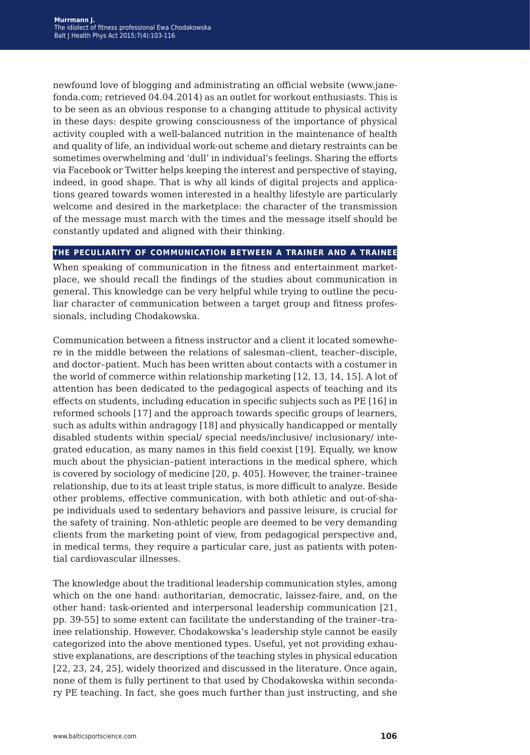newfound love of blogging and administrating an official website (www.janefonda.com; retrieved 04.04.2014) as an outlet for workout enthusiasts. This is to be seen as an obvious response to a changing attitude to physical activity in these days: despite growing consciousness of the importance of physical activity coupled with a well-balanced nutrition in the maintenance of health and quality of life, an individual work-out scheme and dietary restraints can be sometimes overwhelming and 'dull' in individual's feelings. Sharing the efforts via Facebook or Twitter helps keeping the interest and perspective of staying, indeed, in good shape. That is why all kinds of digital projects and applications geared towards women interested in a healthy lifestyle are particularly welcome and desired in the marketplace: the character of the transmission of the message must march with the times and the message itself should be constantly updated and aligned with their thinking.

## THE PECULIARITY OF COMMUNICATION BETWEEN A TRAINER AND A TRAINEE

When speaking of communication in the fitness and entertainment marketplace, we should recall the findings of the studies about communication in general. This knowledge can be very helpful while trying to outline the peculiar character of communication between a target group and fitness professionals, including Chodakowska.

Communication between a fitness instructor and a client it located somewhere in the middle between the relations of salesman–client, teacher–disciple, and doctor–patient. Much has been written about contacts with a costumer in the world of commerce within relationship marketing [12, 13, 14, 15]. A lot of attention has been dedicated to the pedagogical aspects of teaching and its effects on students, including education in specific subjects such as PE [16] in reformed schools [17] and the approach towards specific groups of learners, such as adults within andragogy [18] and physically handicapped or mentally disabled students within special/ special needs/inclusive/ inclusionary/ integrated education, as many names in this field coexist [19]. Equally, we know much about the physician–patient interactions in the medical sphere, which is covered by sociology of medicine [20, p. 405]. However, the trainer–trainee relationship, due to its at least triple status, is more difficult to analyze. Beside other problems, effective communication, with both athletic and out-of-shape individuals used to sedentary behaviors and passive leisure, is crucial for the safety of training. Non-athletic people are deemed to be very demanding clients from the marketing point of view, from pedagogical perspective and, in medical terms, they require a particular care, just as patients with potential cardiovascular illnesses.

The knowledge about the traditional leadership communication styles, among which on the one hand: authoritarian, democratic, laissez-faire, and, on the other hand: task-oriented and interpersonal leadership communication [21, pp. 39-55] to some extent can facilitate the understanding of the trainer–trainee relationship. However, Chodakowska's leadership style cannot be easily categorized into the above mentioned types. Useful, yet not providing exhaustive explanations, are descriptions of the teaching styles in physical education [22, 23, 24, 25], widely theorized and discussed in the literature. Once again, none of them is fully pertinent to that used by Chodakowska within secondary PE teaching. In fact, she goes much further than just instructing, and she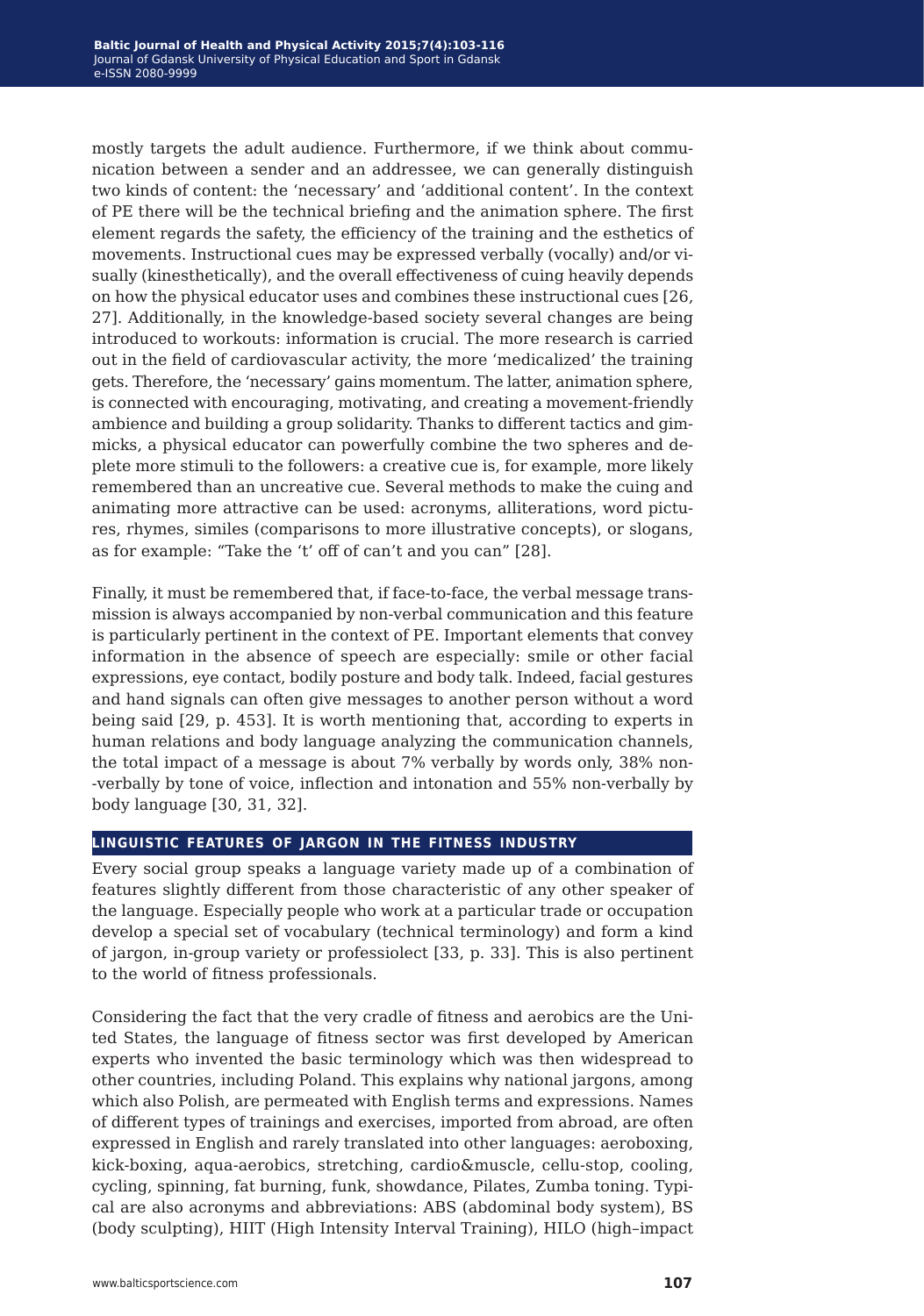mostly targets the adult audience. Furthermore, if we think about communication between a sender and an addressee, we can generally distinguish two kinds of content: the 'necessary' and 'additional content'. In the context of PE there will be the technical briefing and the animation sphere. The first element regards the safety, the efficiency of the training and the esthetics of movements. Instructional cues may be expressed verbally (vocally) and/or visually (kinesthetically), and the overall effectiveness of cuing heavily depends on how the physical educator uses and combines these instructional cues [26, 27]. Additionally, in the knowledge-based society several changes are being introduced to workouts: information is crucial. The more research is carried out in the field of cardiovascular activity, the more 'medicalized' the training gets. Therefore, the 'necessary' gains momentum. The latter, animation sphere, is connected with encouraging, motivating, and creating a movement-friendly ambience and building a group solidarity. Thanks to different tactics and gimmicks, a physical educator can powerfully combine the two spheres and deplete more stimuli to the followers: a creative cue is, for example, more likely remembered than an uncreative cue. Several methods to make the cuing and animating more attractive can be used: acronyms, alliterations, word pictures, rhymes, similes (comparisons to more illustrative concepts), or slogans, as for example: "Take the 't' off of can't and you can" [28].

Finally, it must be remembered that, if face-to-face, the verbal message transmission is always accompanied by non-verbal communication and this feature is particularly pertinent in the context of PE. Important elements that convey information in the absence of speech are especially: smile or other facial expressions, eye contact, bodily posture and body talk. Indeed, facial gestures and hand signals can often give messages to another person without a word being said [29, p. 453]. It is worth mentioning that, according to experts in human relations and body language analyzing the communication channels, the total impact of a message is about 7% verbally by words only, 38% non-verbally by tone of voice, inflection and intonation and 55% non-verbally by body language [30, 31, 32].

## Linguistic features of jargon in the fitness industry

Every social group speaks a language variety made up of a combination of features slightly different from those characteristic of any other speaker of the language. Especially people who work at a particular trade or occupation develop a special set of vocabulary (technical terminology) and form a kind of jargon, in-group variety or professiolect [33, p. 33]. This is also pertinent to the world of fitness professionals.

Considering the fact that the very cradle of fitness and aerobics are the United States, the language of fitness sector was first developed by American experts who invented the basic terminology which was then widespread to other countries, including Poland. This explains why national jargons, among which also Polish, are permeated with English terms and expressions. Names of different types of trainings and exercises, imported from abroad, are often expressed in English and rarely translated into other languages: aeroboxing, kick-boxing, aqua-aerobics, stretching, cardio&muscle, cellu-stop, cooling, cycling, spinning, fat burning, funk, showdance, Pilates, Zumba toning. Typical are also acronyms and abbreviations: ABS (abdominal body system), BS (body sculpting), HIIT (High Intensity Interval Training), HILO (high–impact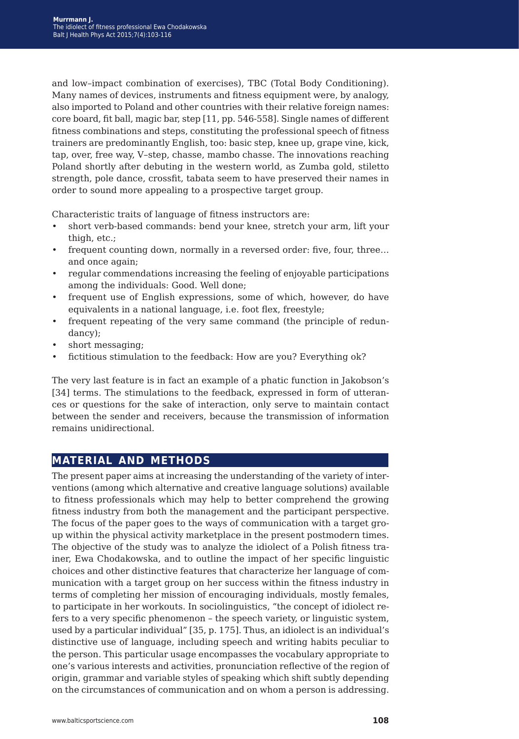and low–impact combination of exercises), TBC (Total Body Conditioning). Many names of devices, instruments and fitness equipment were, by analogy, also imported to Poland and other countries with their relative foreign names: core board, fit ball, magic bar, step [11, pp. 546-558]. Single names of different fitness combinations and steps, constituting the professional speech of fitness trainers are predominantly English, too: basic step, knee up, grape vine, kick, tap, over, free way, V–step, chasse, mambo chasse. The innovations reaching Poland shortly after debuting in the western world, as Zumba gold, stiletto strength, pole dance, crossfit, tabata seem to have preserved their names in order to sound more appealing to a prospective target group.

Characteristic traits of language of fitness instructors are:

- short verb-based commands: bend your knee, stretch your arm, lift your thigh, etc.;
- frequent counting down, normally in a reversed order: five, four, three… and once again;
- regular commendations increasing the feeling of enjoyable participations among the individuals: Good. Well done;
- frequent use of English expressions, some of which, however, do have equivalents in a national language, i.e. foot flex, freestyle;
- frequent repeating of the very same command (the principle of redundancy);
- short messaging;
- fictitious stimulation to the feedback: How are you? Everything ok?

The very last feature is in fact an example of a phatic function in Jakobson's [34] terms. The stimulations to the feedback, expressed in form of utterances or questions for the sake of interaction, only serve to maintain contact between the sender and receivers, because the transmission of information remains unidirectional.

## MATERIAL AND METHODS

The present paper aims at increasing the understanding of the variety of interventions (among which alternative and creative language solutions) available to fitness professionals which may help to better comprehend the growing fitness industry from both the management and the participant perspective. The focus of the paper goes to the ways of communication with a target group within the physical activity marketplace in the present postmodern times. The objective of the study was to analyze the idiolect of a Polish fitness trainer, Ewa Chodakowska, and to outline the impact of her specific linguistic choices and other distinctive features that characterize her language of communication with a target group on her success within the fitness industry in terms of completing her mission of encouraging individuals, mostly females, to participate in her workouts. In sociolinguistics, "the concept of idiolect refers to a very specific phenomenon – the speech variety, or linguistic system, used by a particular individual" [35, p. 175]. Thus, an idiolect is an individual's distinctive use of language, including speech and writing habits peculiar to the person. This particular usage encompasses the vocabulary appropriate to one's various interests and activities, pronunciation reflective of the region of origin, grammar and variable styles of speaking which shift subtly depending on the circumstances of communication and on whom a person is addressing.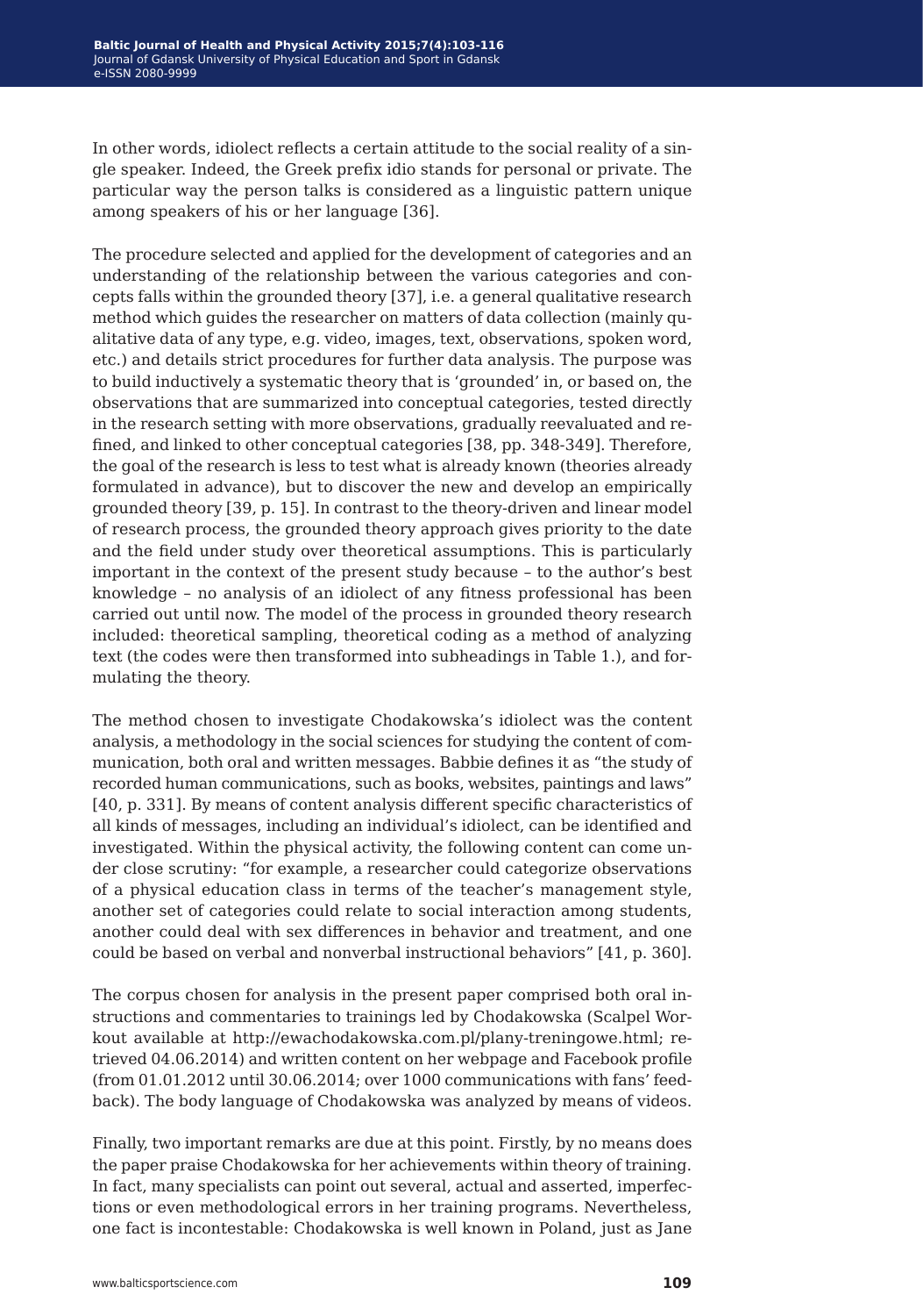In other words, idiolect reflects a certain attitude to the social reality of a single speaker. Indeed, the Greek prefix idio stands for personal or private. The particular way the person talks is considered as a linguistic pattern unique among speakers of his or her language [36].

The procedure selected and applied for the development of categories and an understanding of the relationship between the various categories and concepts falls within the grounded theory [37], i.e. a general qualitative research method which guides the researcher on matters of data collection (mainly qualitative data of any type, e.g. video, images, text, observations, spoken word, etc.) and details strict procedures for further data analysis. The purpose was to build inductively a systematic theory that is 'grounded' in, or based on, the observations that are summarized into conceptual categories, tested directly in the research setting with more observations, gradually reevaluated and refined, and linked to other conceptual categories [38, pp. 348-349]. Therefore, the goal of the research is less to test what is already known (theories already formulated in advance), but to discover the new and develop an empirically grounded theory [39, p. 15]. In contrast to the theory-driven and linear model of research process, the grounded theory approach gives priority to the date and the field under study over theoretical assumptions. This is particularly important in the context of the present study because – to the author's best knowledge – no analysis of an idiolect of any fitness professional has been carried out until now. The model of the process in grounded theory research included: theoretical sampling, theoretical coding as a method of analyzing text (the codes were then transformed into subheadings in Table 1.), and formulating the theory.

The method chosen to investigate Chodakowska's idiolect was the content analysis, a methodology in the social sciences for studying the content of communication, both oral and written messages. Babbie defines it as "the study of recorded human communications, such as books, websites, paintings and laws" [40, p. 331]. By means of content analysis different specific characteristics of all kinds of messages, including an individual's idiolect, can be identified and investigated. Within the physical activity, the following content can come under close scrutiny: "for example, a researcher could categorize observations of a physical education class in terms of the teacher's management style, another set of categories could relate to social interaction among students, another could deal with sex differences in behavior and treatment, and one could be based on verbal and nonverbal instructional behaviors" [41, p. 360].

The corpus chosen for analysis in the present paper comprised both oral instructions and commentaries to trainings led by Chodakowska (Scalpel Workout available at http://ewachodakowska.com.pl/plany-treningowe.html; retrieved 04.06.2014) and written content on her webpage and Facebook profile (from 01.01.2012 until 30.06.2014; over 1000 communications with fans' feedback). The body language of Chodakowska was analyzed by means of videos.

Finally, two important remarks are due at this point. Firstly, by no means does the paper praise Chodakowska for her achievements within theory of training. In fact, many specialists can point out several, actual and asserted, imperfections or even methodological errors in her training programs. Nevertheless, one fact is incontestable: Chodakowska is well known in Poland, just as Jane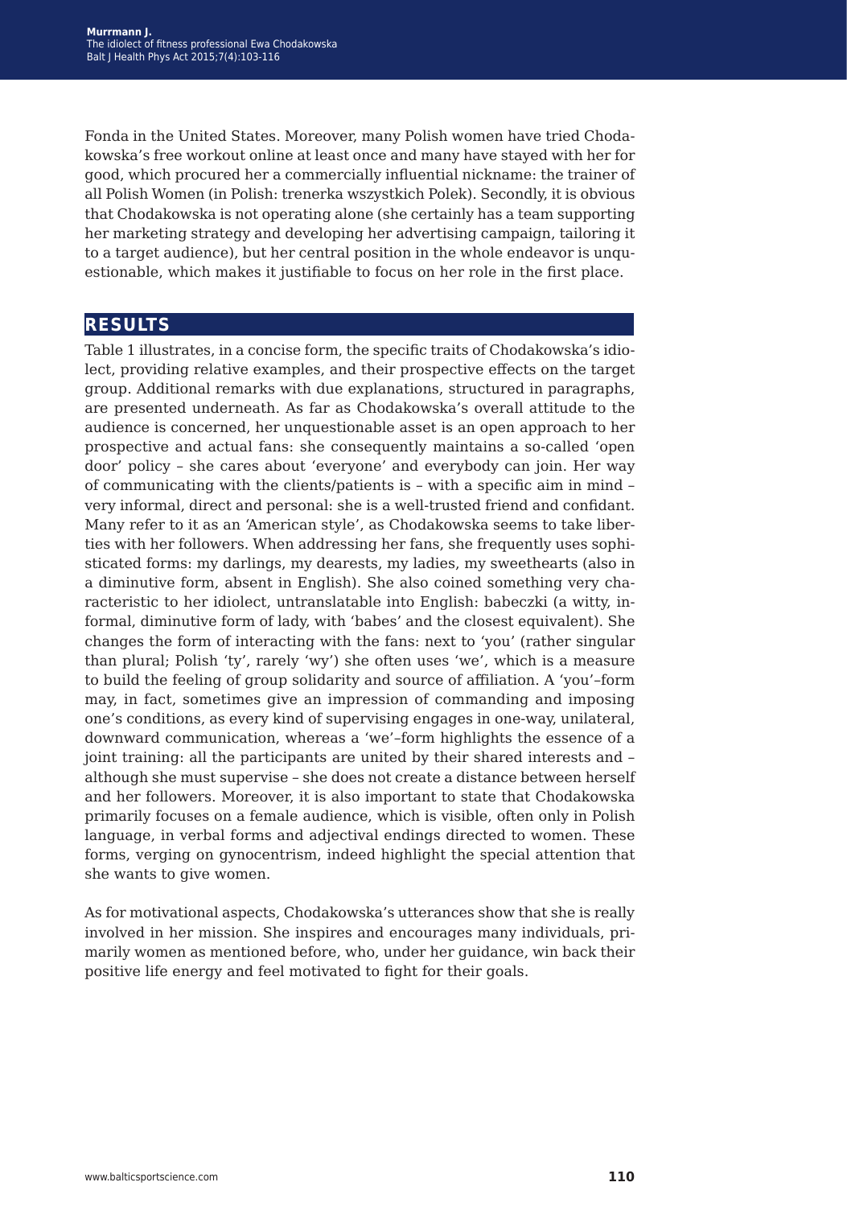Fonda in the United States. Moreover, many Polish women have tried Chodakowska's free workout online at least once and many have stayed with her for good, which procured her a commercially influential nickname: the trainer of all Polish Women (in Polish: trenerka wszystkich Polek). Secondly, it is obvious that Chodakowska is not operating alone (she certainly has a team supporting her marketing strategy and developing her advertising campaign, tailoring it to a target audience), but her central position in the whole endeavor is unquestionable, which makes it justifiable to focus on her role in the first place.

## RESULTS

Table 1 illustrates, in a concise form, the specific traits of Chodakowska's idiolect, providing relative examples, and their prospective effects on the target group. Additional remarks with due explanations, structured in paragraphs, are presented underneath. As far as Chodakowska's overall attitude to the audience is concerned, her unquestionable asset is an open approach to her prospective and actual fans: she consequently maintains a so-called 'open door' policy – she cares about 'everyone' and everybody can join. Her way of communicating with the clients/patients is – with a specific aim in mind – very informal, direct and personal: she is a well-trusted friend and confidant. Many refer to it as an 'American style', as Chodakowska seems to take liberties with her followers. When addressing her fans, she frequently uses sophisticated forms: my darlings, my dearests, my ladies, my sweethearts (also in a diminutive form, absent in English). She also coined something very characteristic to her idiolect, untranslatable into English: babeczki (a witty, informal, diminutive form of lady, with 'babes' and the closest equivalent). She changes the form of interacting with the fans: next to 'you' (rather singular than plural; Polish 'ty', rarely 'wy') she often uses 'we', which is a measure to build the feeling of group solidarity and source of affiliation. A 'you'–form may, in fact, sometimes give an impression of commanding and imposing one's conditions, as every kind of supervising engages in one-way, unilateral, downward communication, whereas a 'we'–form highlights the essence of a joint training: all the participants are united by their shared interests and – although she must supervise – she does not create a distance between herself and her followers. Moreover, it is also important to state that Chodakowska primarily focuses on a female audience, which is visible, often only in Polish language, in verbal forms and adjectival endings directed to women. These forms, verging on gynocentrism, indeed highlight the special attention that she wants to give women.

As for motivational aspects, Chodakowska's utterances show that she is really involved in her mission. She inspires and encourages many individuals, primarily women as mentioned before, who, under her guidance, win back their positive life energy and feel motivated to fight for their goals.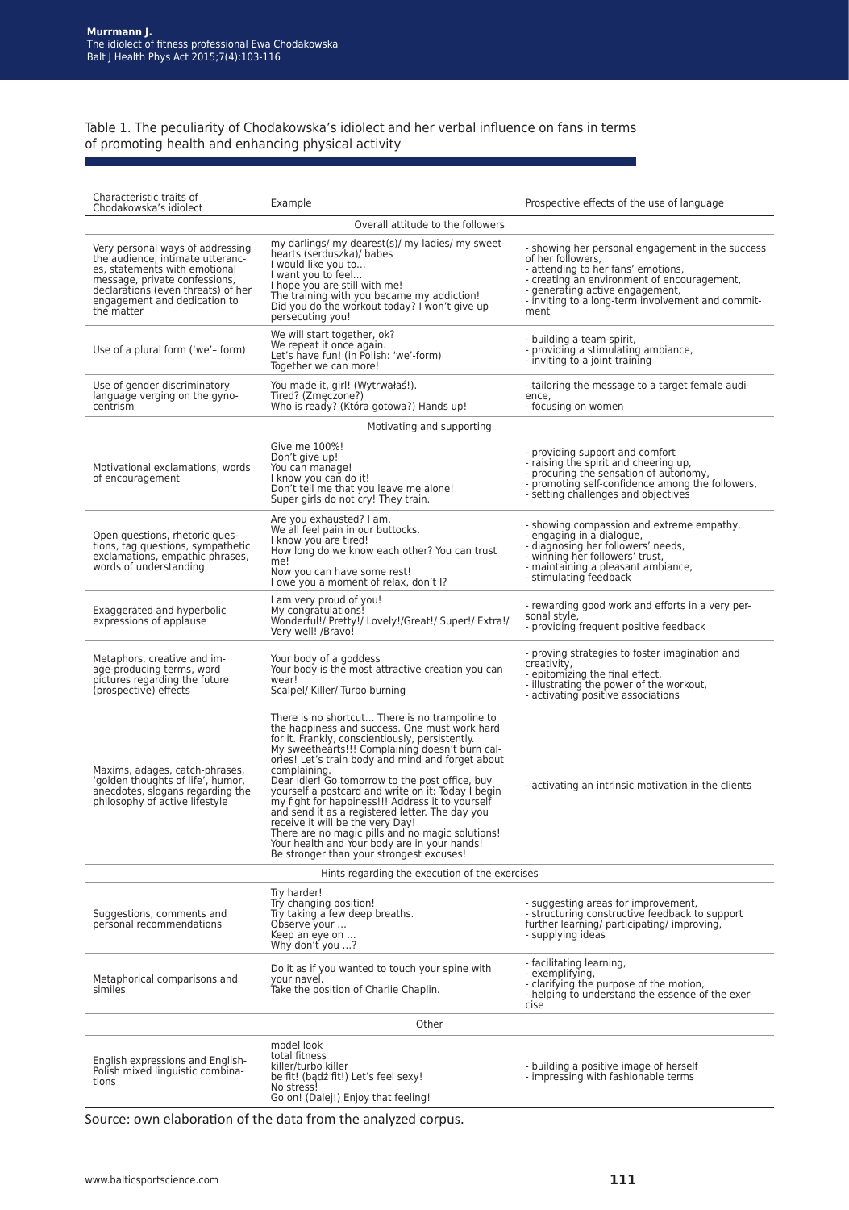Table 1. The peculiarity of Chodakowska's idiolect and her verbal influence on fans in terms of promoting health and enhancing physical activity

| Characteristic traits of Chodakowska's idiolect | Example | Prospective effects of the use of language |
|---|---|---|
| | Overall attitude to the followers | |
| Very personal ways of addressing the audience, intimate utterances, statements with emotional message, private confessions, declarations (even threats) of her engagement and dedication to the matter | my darlings/ my dearest(s)/ my ladies/ my sweethearts (serduszka)/ babes<br>I would like you to…<br>I want you to feel…<br>I hope you are still with me!<br>The training with you became my addiction!<br>Did you do the workout today? I won't give up persecuting you! | - showing her personal engagement in the success of her followers,<br>- attending to her fans' emotions,<br>- creating an environment of encouragement,<br>- generating active engagement,<br>- inviting to a long-term involvement and commitment |
| Use of a plural form ('we'– form) | We will start together, ok?<br>We repeat it once again.<br>Let's have fun! (in Polish: 'we'-form)<br>Together we can more! | - building a team-spirit,<br>- providing a stimulating ambiance,<br>- inviting to a joint-training |
| Use of gender discriminatory language verging on the gynocentrism | You made it, girl! (Wytrwałaś!).<br>Tired? (Zmęczone?)<br>Who is ready? (Która gotowa?) Hands up! | - tailoring the message to a target female audience,<br>- focusing on women |
| | Motivating and supporting | |
| Motivational exclamations, words of encouragement | Give me 100%!<br>Don't give up!<br>You can manage!<br>I know you can do it!<br>Don't tell me that you leave me alone!<br>Super girls do not cry! They train. | - providing support and comfort<br>- raising the spirit and cheering up,<br>- procuring the sensation of autonomy,<br>- promoting self-confidence among the followers,<br>- setting challenges and objectives |
| Open questions, rhetoric questions, tag questions, sympathetic exclamations, empathic phrases, words of understanding | Are you exhausted? I am.<br>We all feel pain in our buttocks.<br>I know you are tired!<br>How long do we know each other? You can trust me!<br>Now you can have some rest!<br>I owe you a moment of relax, don't I? | - showing compassion and extreme empathy,<br>- engaging in a dialogue,<br>- diagnosing her followers' needs,<br>- winning her followers' trust,<br>- maintaining a pleasant ambiance,<br>- stimulating feedback |
| Exaggerated and hyperbolic expressions of applause | I am very proud of you!<br>My congratulations!<br>Wonderful!/ Pretty!/ Lovely!/Great!/ Super!/ Extra!/ Very well! /Bravo! | - rewarding good work and efforts in a very personal style,<br>- providing frequent positive feedback |
| Metaphors, creative and image-producing terms, word pictures regarding the future (prospective) effects | Your body of a goddess<br>Your body is the most attractive creation you can wear!<br>Scalpel/ Killer/ Turbo burning | - proving strategies to foster imagination and creativity,<br>- epitomizing the final effect,<br>- illustrating the power of the workout,<br>- activating positive associations |
| Maxims, adages, catch-phrases, 'golden thoughts of life', humor, anecdotes, slogans regarding the philosophy of active lifestyle | There is no shortcut… There is no trampoline to the happiness and success. One must work hard for it. Frankly, conscientiously, persistently.<br>My sweethearts!!! Complaining doesn't burn calories! Let's train body and mind and forget about complaining.<br>Dear idler! Go tomorrow to the post office, buy yourself a postcard and write on it: Today I begin my fight for happiness!!! Address it to yourself and send it as a registered letter. The day you receive it will be the very Day!<br>There are no magic pills and no magic solutions! Your health and Your body are in your hands!<br>Be stronger than your strongest excuses! | - activating an intrinsic motivation in the clients |
| | Hints regarding the execution of the exercises | |
| Suggestions, comments and personal recommendations | Try harder!<br>Try changing position!<br>Try taking a few deep breaths.<br>Observe your …<br>Keep an eye on …<br>Why don't you …? | - suggesting areas for improvement,<br>- structuring constructive feedback to support further learning/ participating/ improving,<br>- supplying ideas |
| Metaphorical comparisons and similes | Do it as if you wanted to touch your spine with your navel.<br>Take the position of Charlie Chaplin. | - facilitating learning,<br>- exemplifying,<br>- clarifying the purpose of the motion,<br>- helping to understand the essence of the exercise |
| | Other | |
| English expressions and English-Polish mixed linguistic combinations | model look<br>total fitness<br>killer/turbo killer<br>be fit! (bądź fit!) Let's feel sexy!<br>No stress!<br>Go on! (Dalej!) Enjoy that feeling! | - building a positive image of herself<br>- impressing with fashionable terms |

Source: own elaboration of the data from the analyzed corpus.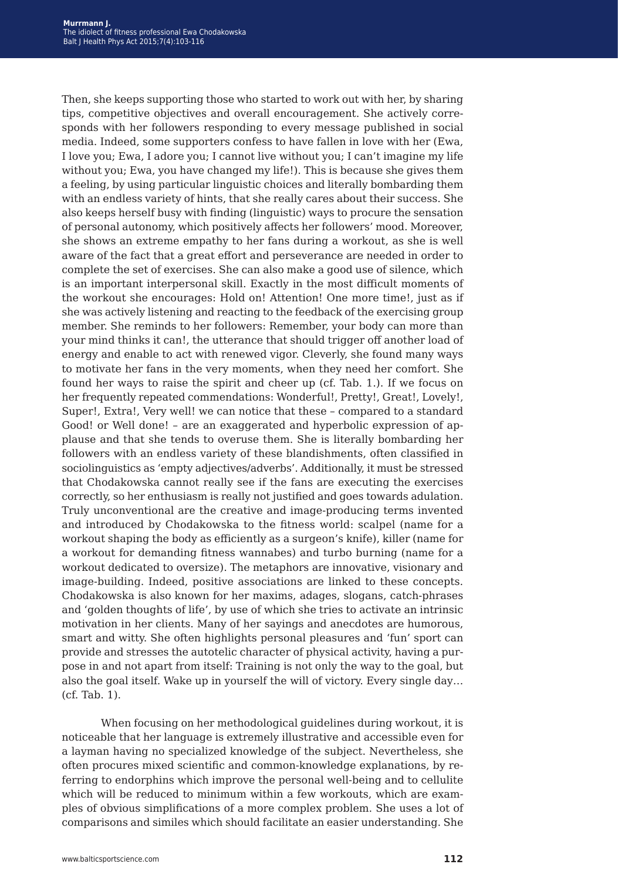Then, she keeps supporting those who started to work out with her, by sharing tips, competitive objectives and overall encouragement. She actively corresponds with her followers responding to every message published in social media. Indeed, some supporters confess to have fallen in love with her (Ewa, I love you; Ewa, I adore you; I cannot live without you; I can't imagine my life without you; Ewa, you have changed my life!). This is because she gives them a feeling, by using particular linguistic choices and literally bombarding them with an endless variety of hints, that she really cares about their success. She also keeps herself busy with finding (linguistic) ways to procure the sensation of personal autonomy, which positively affects her followers' mood. Moreover, she shows an extreme empathy to her fans during a workout, as she is well aware of the fact that a great effort and perseverance are needed in order to complete the set of exercises. She can also make a good use of silence, which is an important interpersonal skill. Exactly in the most difficult moments of the workout she encourages: Hold on! Attention! One more time!, just as if she was actively listening and reacting to the feedback of the exercising group member. She reminds to her followers: Remember, your body can more than your mind thinks it can!, the utterance that should trigger off another load of energy and enable to act with renewed vigor. Cleverly, she found many ways to motivate her fans in the very moments, when they need her comfort. She found her ways to raise the spirit and cheer up (cf. Tab. 1.). If we focus on her frequently repeated commendations: Wonderful!, Pretty!, Great!, Lovely!, Super!, Extra!, Very well! we can notice that these – compared to a standard Good! or Well done! – are an exaggerated and hyperbolic expression of applause and that she tends to overuse them. She is literally bombarding her followers with an endless variety of these blandishments, often classified in sociolinguistics as 'empty adjectives/adverbs'. Additionally, it must be stressed that Chodakowska cannot really see if the fans are executing the exercises correctly, so her enthusiasm is really not justified and goes towards adulation. Truly unconventional are the creative and image-producing terms invented and introduced by Chodakowska to the fitness world: scalpel (name for a workout shaping the body as efficiently as a surgeon's knife), killer (name for a workout for demanding fitness wannabes) and turbo burning (name for a workout dedicated to oversize). The metaphors are innovative, visionary and image-building. Indeed, positive associations are linked to these concepts. Chodakowska is also known for her maxims, adages, slogans, catch-phrases and 'golden thoughts of life', by use of which she tries to activate an intrinsic motivation in her clients. Many of her sayings and anecdotes are humorous, smart and witty. She often highlights personal pleasures and 'fun' sport can provide and stresses the autotelic character of physical activity, having a purpose in and not apart from itself: Training is not only the way to the goal, but also the goal itself. Wake up in yourself the will of victory. Every single day… (cf. Tab. 1).

When focusing on her methodological guidelines during workout, it is noticeable that her language is extremely illustrative and accessible even for a layman having no specialized knowledge of the subject. Nevertheless, she often procures mixed scientific and common-knowledge explanations, by referring to endorphins which improve the personal well-being and to cellulite which will be reduced to minimum within a few workouts, which are examples of obvious simplifications of a more complex problem. She uses a lot of comparisons and similes which should facilitate an easier understanding. She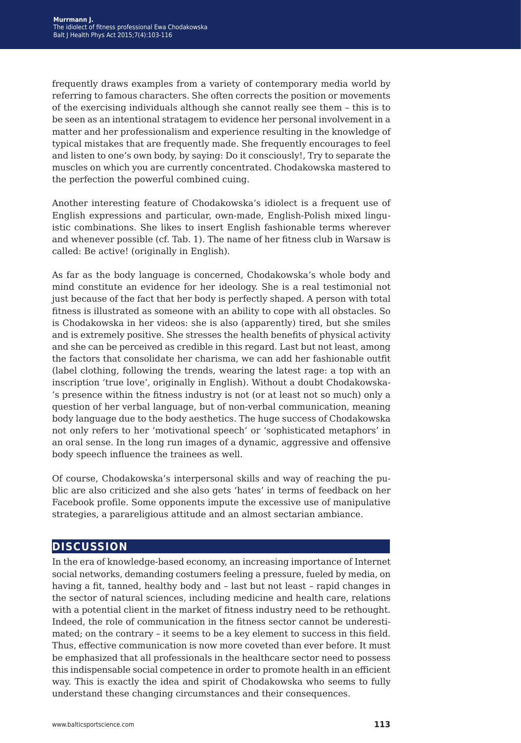frequently draws examples from a variety of contemporary media world by referring to famous characters. She often corrects the position or movements of the exercising individuals although she cannot really see them – this is to be seen as an intentional stratagem to evidence her personal involvement in a matter and her professionalism and experience resulting in the knowledge of typical mistakes that are frequently made. She frequently encourages to feel and listen to one's own body, by saying: Do it consciously!, Try to separate the muscles on which you are currently concentrated. Chodakowska mastered to the perfection the powerful combined cuing.

Another interesting feature of Chodakowska's idiolect is a frequent use of English expressions and particular, own-made, English-Polish mixed linguistic combinations. She likes to insert English fashionable terms wherever and whenever possible (cf. Tab. 1). The name of her fitness club in Warsaw is called: Be active! (originally in English).

As far as the body language is concerned, Chodakowska's whole body and mind constitute an evidence for her ideology. She is a real testimonial not just because of the fact that her body is perfectly shaped. A person with total fitness is illustrated as someone with an ability to cope with all obstacles. So is Chodakowska in her videos: she is also (apparently) tired, but she smiles and is extremely positive. She stresses the health benefits of physical activity and she can be perceived as credible in this regard. Last but not least, among the factors that consolidate her charisma, we can add her fashionable outfit (label clothing, following the trends, wearing the latest rage: a top with an inscription 'true love', originally in English). Without a doubt Chodakowska-'s presence within the fitness industry is not (or at least not so much) only a question of her verbal language, but of non-verbal communication, meaning body language due to the body aesthetics. The huge success of Chodakowska not only refers to her 'motivational speech' or 'sophisticated metaphors' in an oral sense. In the long run images of a dynamic, aggressive and offensive body speech influence the trainees as well.

Of course, Chodakowska's interpersonal skills and way of reaching the public are also criticized and she also gets 'hates' in terms of feedback on her Facebook profile. Some opponents impute the excessive use of manipulative strategies, a parareligious attitude and an almost sectarian ambiance.

## DISCUSSION

In the era of knowledge-based economy, an increasing importance of Internet social networks, demanding costumers feeling a pressure, fueled by media, on having a fit, tanned, healthy body and – last but not least – rapid changes in the sector of natural sciences, including medicine and health care, relations with a potential client in the market of fitness industry need to be rethought. Indeed, the role of communication in the fitness sector cannot be underestimated; on the contrary – it seems to be a key element to success in this field. Thus, effective communication is now more coveted than ever before. It must be emphasized that all professionals in the healthcare sector need to possess this indispensable social competence in order to promote health in an efficient way. This is exactly the idea and spirit of Chodakowska who seems to fully understand these changing circumstances and their consequences.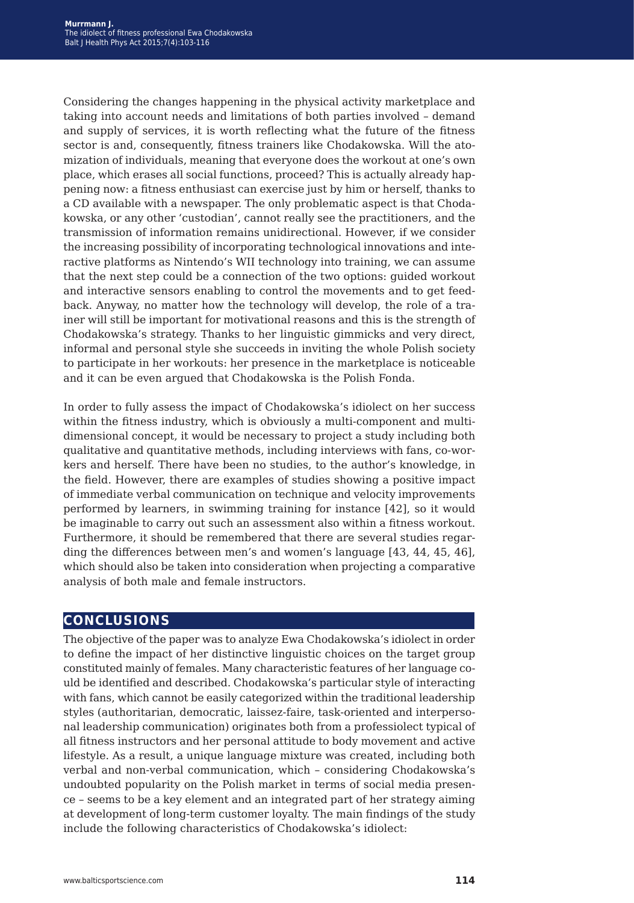Considering the changes happening in the physical activity marketplace and taking into account needs and limitations of both parties involved – demand and supply of services, it is worth reflecting what the future of the fitness sector is and, consequently, fitness trainers like Chodakowska. Will the atomization of individuals, meaning that everyone does the workout at one's own place, which erases all social functions, proceed? This is actually already happening now: a fitness enthusiast can exercise just by him or herself, thanks to a CD available with a newspaper. The only problematic aspect is that Chodakowska, or any other 'custodian', cannot really see the practitioners, and the transmission of information remains unidirectional. However, if we consider the increasing possibility of incorporating technological innovations and interactive platforms as Nintendo's WII technology into training, we can assume that the next step could be a connection of the two options: guided workout and interactive sensors enabling to control the movements and to get feedback. Anyway, no matter how the technology will develop, the role of a trainer will still be important for motivational reasons and this is the strength of Chodakowska's strategy. Thanks to her linguistic gimmicks and very direct, informal and personal style she succeeds in inviting the whole Polish society to participate in her workouts: her presence in the marketplace is noticeable and it can be even argued that Chodakowska is the Polish Fonda.

In order to fully assess the impact of Chodakowska's idiolect on her success within the fitness industry, which is obviously a multi-component and multi-dimensional concept, it would be necessary to project a study including both qualitative and quantitative methods, including interviews with fans, co-workers and herself. There have been no studies, to the author's knowledge, in the field. However, there are examples of studies showing a positive impact of immediate verbal communication on technique and velocity improvements performed by learners, in swimming training for instance [42], so it would be imaginable to carry out such an assessment also within a fitness workout. Furthermore, it should be remembered that there are several studies regarding the differences between men's and women's language [43, 44, 45, 46], which should also be taken into consideration when projecting a comparative analysis of both male and female instructors.

## CONCLUSIONS

The objective of the paper was to analyze Ewa Chodakowska's idiolect in order to define the impact of her distinctive linguistic choices on the target group constituted mainly of females. Many characteristic features of her language could be identified and described. Chodakowska's particular style of interacting with fans, which cannot be easily categorized within the traditional leadership styles (authoritarian, democratic, laissez-faire, task-oriented and interpersonal leadership communication) originates both from a professiolect typical of all fitness instructors and her personal attitude to body movement and active lifestyle. As a result, a unique language mixture was created, including both verbal and non-verbal communication, which – considering Chodakowska's undoubted popularity on the Polish market in terms of social media presence – seems to be a key element and an integrated part of her strategy aiming at development of long-term customer loyalty. The main findings of the study include the following characteristics of Chodakowska's idiolect: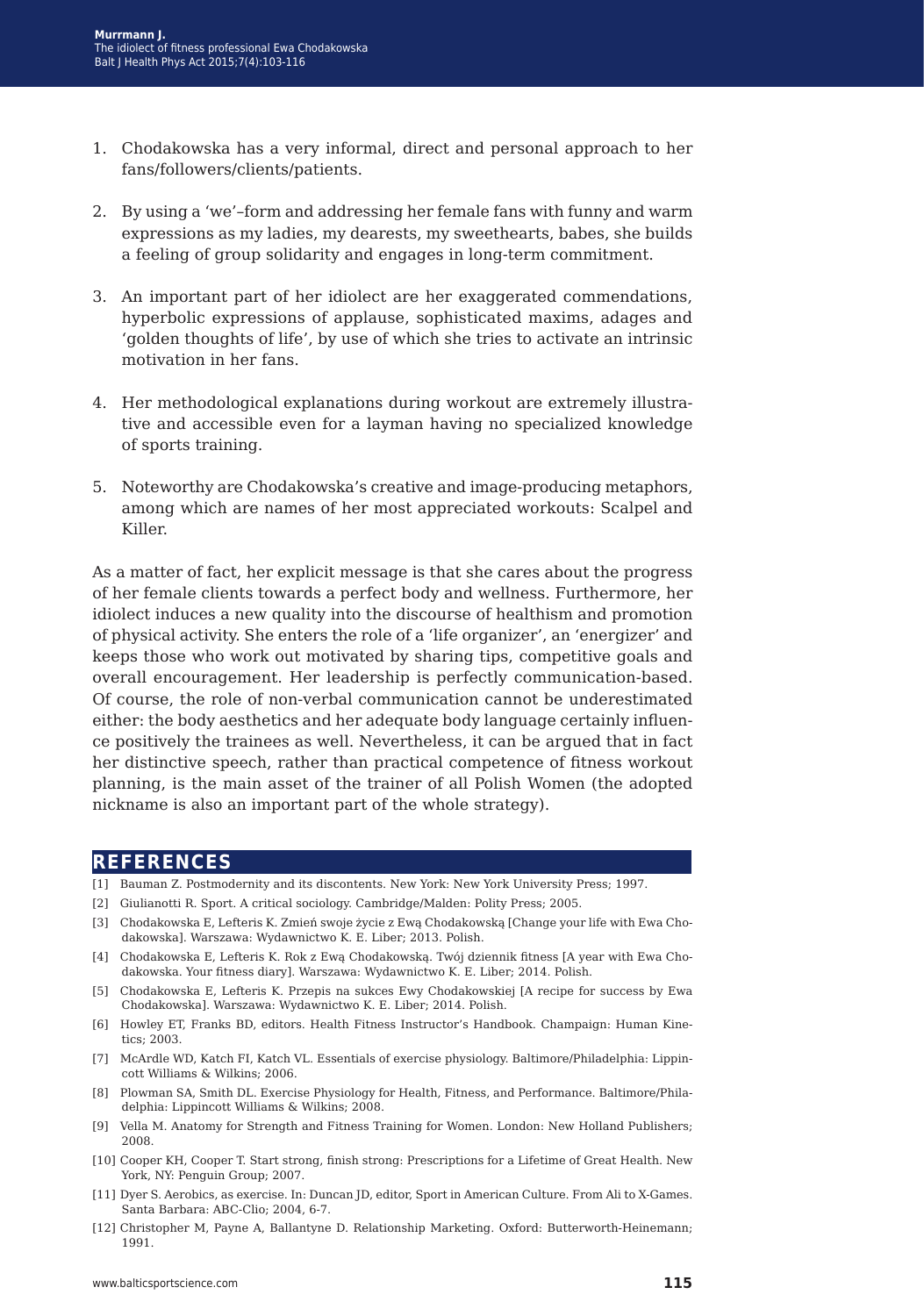1. Chodakowska has a very informal, direct and personal approach to her fans/followers/clients/patients.

2. By using a 'we'–form and addressing her female fans with funny and warm expressions as my ladies, my dearests, my sweethearts, babes, she builds a feeling of group solidarity and engages in long-term commitment.

3. An important part of her idiolect are her exaggerated commendations, hyperbolic expressions of applause, sophisticated maxims, adages and 'golden thoughts of life', by use of which she tries to activate an intrinsic motivation in her fans.

4. Her methodological explanations during workout are extremely illustrative and accessible even for a layman having no specialized knowledge of sports training.

5. Noteworthy are Chodakowska's creative and image-producing metaphors, among which are names of her most appreciated workouts: Scalpel and Killer.

As a matter of fact, her explicit message is that she cares about the progress of her female clients towards a perfect body and wellness. Furthermore, her idiolect induces a new quality into the discourse of healthism and promotion of physical activity. She enters the role of a 'life organizer', an 'energizer' and keeps those who work out motivated by sharing tips, competitive goals and overall encouragement. Her leadership is perfectly communication-based. Of course, the role of non-verbal communication cannot be underestimated either: the body aesthetics and her adequate body language certainly influence positively the trainees as well. Nevertheless, it can be argued that in fact her distinctive speech, rather than practical competence of fitness workout planning, is the main asset of the trainer of all Polish Women (the adopted nickname is also an important part of the whole strategy).

## REFERENCES

[1] Bauman Z. Postmodernity and its discontents. New York: New York University Press; 1997.

[2] Giulianotti R. Sport. A critical sociology. Cambridge/Malden: Polity Press; 2005.

[3] Chodakowska E, Lefteris K. Zmień swoje życie z Ewą Chodakowską [Change your life with Ewa Chodakowska]. Warszawa: Wydawnictwo K. E. Liber; 2013. Polish.

[4] Chodakowska E, Lefteris K. Rok z Ewą Chodakowską. Twój dziennik fitness [A year with Ewa Chodakowska. Your fitness diary]. Warszawa: Wydawnictwo K. E. Liber; 2014. Polish.

[5] Chodakowska E, Lefteris K. Przepis na sukces Ewy Chodakowskiej [A recipe for success by Ewa Chodakowska]. Warszawa: Wydawnictwo K. E. Liber; 2014. Polish.

[6] Howley ET, Franks BD, editors. Health Fitness Instructor's Handbook. Champaign: Human Kinetics; 2003.

[7] McArdle WD, Katch FI, Katch VL. Essentials of exercise physiology. Baltimore/Philadelphia: Lippincott Williams & Wilkins; 2006.

[8] Plowman SA, Smith DL. Exercise Physiology for Health, Fitness, and Performance. Baltimore/Philadelphia: Lippincott Williams & Wilkins; 2008.

[9] Vella M. Anatomy for Strength and Fitness Training for Women. London: New Holland Publishers; 2008.

[10] Cooper KH, Cooper T. Start strong, finish strong: Prescriptions for a Lifetime of Great Health. New York, NY: Penguin Group; 2007.

[11] Dyer S. Aerobics, as exercise. In: Duncan JD, editor, Sport in American Culture. From Ali to X-Games. Santa Barbara: ABC-Clio; 2004, 6-7.

[12] Christopher M, Payne A, Ballantyne D. Relationship Marketing. Oxford: Butterworth-Heinemann; 1991.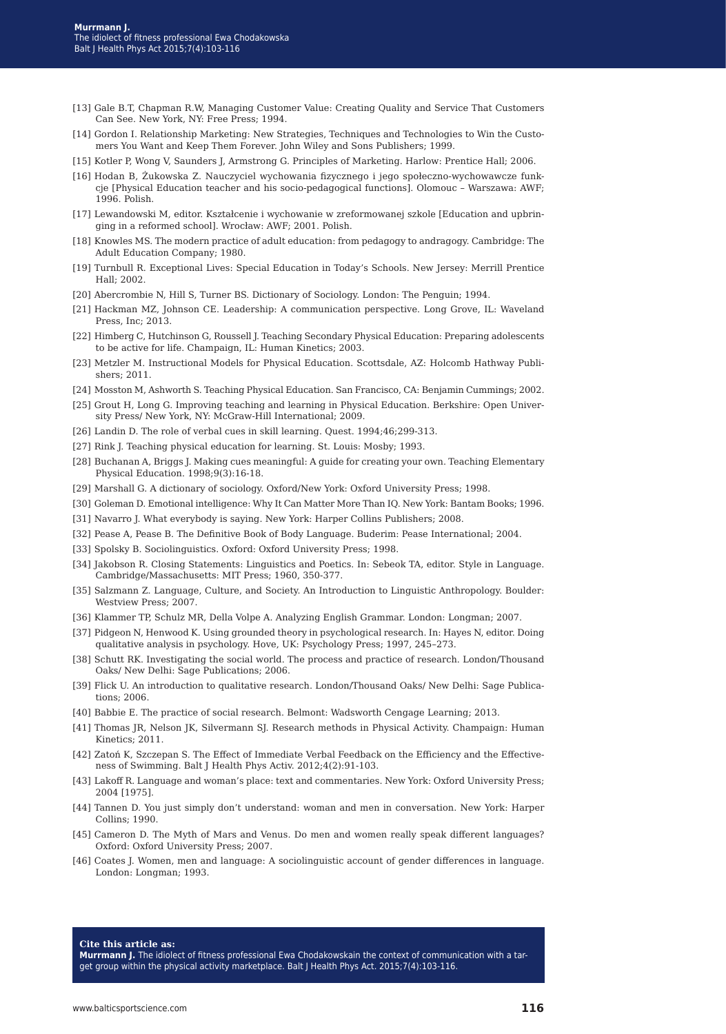[13] Gale B.T, Chapman R.W, Managing Customer Value: Creating Quality and Service That Customers Can See. New York, NY: Free Press; 1994.

[14] Gordon I. Relationship Marketing: New Strategies, Techniques and Technologies to Win the Customers You Want and Keep Them Forever. John Wiley and Sons Publishers; 1999.

[15] Kotler P, Wong V, Saunders J, Armstrong G. Principles of Marketing. Harlow: Prentice Hall; 2006.

[16] Hodan B, Żukowska Z. Nauczyciel wychowania fizycznego i jego społeczno-wychowawcze funkcje [Physical Education teacher and his socio-pedagogical functions]. Olomouc – Warszawa: AWF; 1996. Polish.

[17] Lewandowski M, editor. Kształcenie i wychowanie w zreformowanej szkole [Education and upbringing in a reformed school]. Wrocław: AWF; 2001. Polish.

[18] Knowles MS. The modern practice of adult education: from pedagogy to andragogy. Cambridge: The Adult Education Company; 1980.

[19] Turnbull R. Exceptional Lives: Special Education in Today's Schools. New Jersey: Merrill Prentice Hall; 2002.

[20] Abercrombie N, Hill S, Turner BS. Dictionary of Sociology. London: The Penguin; 1994.

[21] Hackman MZ, Johnson CE. Leadership: A communication perspective. Long Grove, IL: Waveland Press, Inc; 2013.

[22] Himberg C, Hutchinson G, Roussell J. Teaching Secondary Physical Education: Preparing adolescents to be active for life. Champaign, IL: Human Kinetics; 2003.

[23] Metzler M. Instructional Models for Physical Education. Scottsdale, AZ: Holcomb Hathway Publishers; 2011.

[24] Mosston M, Ashworth S. Teaching Physical Education. San Francisco, CA: Benjamin Cummings; 2002.

[25] Grout H, Long G. Improving teaching and learning in Physical Education. Berkshire: Open University Press/ New York, NY: McGraw-Hill International; 2009.

[26] Landin D. The role of verbal cues in skill learning. Quest. 1994;46;299-313.

[27] Rink J. Teaching physical education for learning. St. Louis: Mosby; 1993.

[28] Buchanan A, Briggs J. Making cues meaningful: A guide for creating your own. Teaching Elementary Physical Education. 1998;9(3):16-18.

[29] Marshall G. A dictionary of sociology. Oxford/New York: Oxford University Press; 1998.

[30] Goleman D. Emotional intelligence: Why It Can Matter More Than IQ. New York: Bantam Books; 1996.

[31] Navarro J. What everybody is saying. New York: Harper Collins Publishers; 2008.

[32] Pease A, Pease B. The Definitive Book of Body Language. Buderim: Pease International; 2004.

[33] Spolsky B. Sociolinguistics. Oxford: Oxford University Press; 1998.

[34] Jakobson R. Closing Statements: Linguistics and Poetics. In: Sebeok TA, editor. Style in Language. Cambridge/Massachusetts: MIT Press; 1960, 350-377.

[35] Salzmann Z. Language, Culture, and Society. An Introduction to Linguistic Anthropology. Boulder: Westview Press; 2007.

[36] Klammer TP, Schulz MR, Della Volpe A. Analyzing English Grammar. London: Longman; 2007.

[37] Pidgeon N, Henwood K. Using grounded theory in psychological research. In: Hayes N, editor. Doing qualitative analysis in psychology. Hove, UK: Psychology Press; 1997, 245–273.

[38] Schutt RK. Investigating the social world. The process and practice of research. London/Thousand Oaks/ New Delhi: Sage Publications; 2006.

[39] Flick U. An introduction to qualitative research. London/Thousand Oaks/ New Delhi: Sage Publications; 2006.

[40] Babbie E. The practice of social research. Belmont: Wadsworth Cengage Learning; 2013.

[41] Thomas JR, Nelson JK, Silvermann SJ. Research methods in Physical Activity. Champaign: Human Kinetics; 2011.

[42] Zatoń K, Szczepan S. The Effect of Immediate Verbal Feedback on the Efficiency and the Effectiveness of Swimming. Balt J Health Phys Activ. 2012;4(2):91-103.

[43] Lakoff R. Language and woman's place: text and commentaries. New York: Oxford University Press; 2004 [1975].

[44] Tannen D. You just simply don't understand: woman and men in conversation. New York: Harper Collins; 1990.

[45] Cameron D. The Myth of Mars and Venus. Do men and women really speak different languages? Oxford: Oxford University Press; 2007.

[46] Coates J. Women, men and language: A sociolinguistic account of gender differences in language. London: Longman; 1993.

**Cite this article as:**
**Murrmann J.** The idiolect of fitness professional Ewa Chodakowskain the context of communication with a target group within the physical activity marketplace. Balt J Health Phys Act. 2015;7(4):103-116.